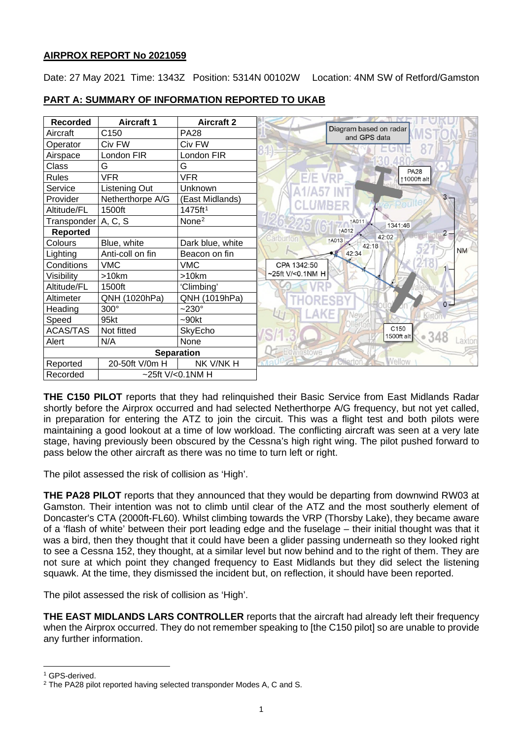**AIRPROX REPORT No 2021059**

Date: 27 May 2021 Time: 1343Z Position: 5314N 00102W Location: 4NM SW of Retford/Gamston

## PART A: SUMMARY OF INFORMATION REPORTED TO UKAB

| Recorded | Aircraft 1 | Aircraft 2 |
|---|---|---|
| Aircraft | C150 | PA28 |
| Operator | Civ FW | Civ FW |
| Airspace | London FIR | London FIR |
| Class | G | G |
| Rules | VFR | VFR |
| Service | Listening Out | Unknown |
| Provider | Netherthorpe A/G | (East Midlands) |
| Altitude/FL | 1500ft | 1475ft[1] |
| Transponder | A, C, S | None[2] |
| **Reported** | | |
| Colours | Blue, white | Dark blue, white |
| Lighting | Anti-coll on fin | Beacon on fin |
| Conditions | VMC | VMC |
| Visibility | >10km | >10km |
| Altitude/FL | 1500ft | 'Climbing' |
| Altimeter | QNH (1020hPa) | QNH (1019hPa) |
| Heading | 300° | ~230° |
| Speed | 95kt | ~90kt |
| ACAS/TAS | Not fitted | SkyEcho |
| Alert | N/A | None |
| **Separation** | | |
| Reported | 20-50ft V/0m H | NK V/NK H |
| Recorded | ~25ft V/<0.1NM H | |

Diagram based on radar and GPS data. PA28 ↑1000ft alt; 1341:46; ↑A011; ↑A012; ↑A013; 42:02; 42:18; 42:34; CPA 1342:50 ~25ft V/<0.1NM H; C150 ↑1500ft alt.

**THE C150 PILOT** reports that they had relinquished their Basic Service from East Midlands Radar shortly before the Airprox occurred and had selected Netherthorpe A/G frequency, but not yet called, in preparation for entering the ATZ to join the circuit. This was a flight test and both pilots were maintaining a good lookout at a time of low workload. The conflicting aircraft was seen at a very late stage, having previously been obscured by the Cessna's high right wing. The pilot pushed forward to pass below the other aircraft as there was no time to turn left or right.

The pilot assessed the risk of collision as 'High'.

**THE PA28 PILOT** reports that they announced that they would be departing from downwind RW03 at Gamston. Their intention was not to climb until clear of the ATZ and the most southerly element of Doncaster's CTA (2000ft-FL60). Whilst climbing towards the VRP (Thorsby Lake), they became aware of a 'flash of white' between their port leading edge and the fuselage – their initial thought was that it was a bird, then they thought that it could have been a glider passing underneath so they looked right to see a Cessna 152, they thought, at a similar level but now behind and to the right of them. They are not sure at which point they changed frequency to East Midlands but they did select the listening squawk. At the time, they dismissed the incident but, on reflection, it should have been reported.

The pilot assessed the risk of collision as 'High'.

**THE EAST MIDLANDS LARS CONTROLLER** reports that the aircraft had already left their frequency when the Airprox occurred. They do not remember speaking to [the C150 pilot] so are unable to provide any further information.

---

[1] GPS-derived.

[2] The PA28 pilot reported having selected transponder Modes A, C and S.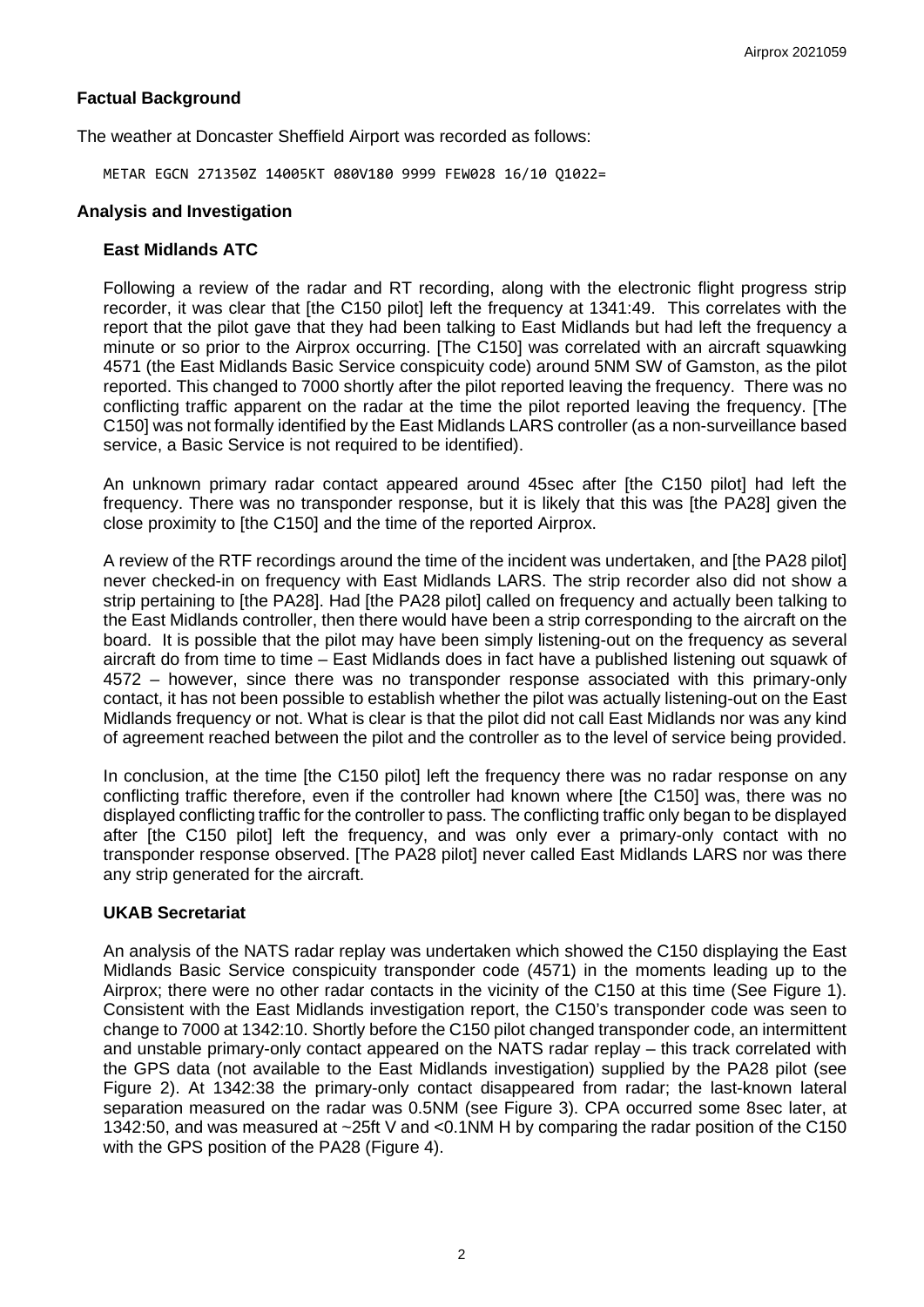## Factual Background

The weather at Doncaster Sheffield Airport was recorded as follows:

```
METAR EGCN 271350Z 14005KT 080V180 9999 FEW028 16/10 Q1022=
```

## Analysis and Investigation

### East Midlands ATC

Following a review of the radar and RT recording, along with the electronic flight progress strip recorder, it was clear that [the C150 pilot] left the frequency at 1341:49. This correlates with the report that the pilot gave that they had been talking to East Midlands but had left the frequency a minute or so prior to the Airprox occurring. [The C150] was correlated with an aircraft squawking 4571 (the East Midlands Basic Service conspicuity code) around 5NM SW of Gamston, as the pilot reported. This changed to 7000 shortly after the pilot reported leaving the frequency. There was no conflicting traffic apparent on the radar at the time the pilot reported leaving the frequency. [The C150] was not formally identified by the East Midlands LARS controller (as a non-surveillance based service, a Basic Service is not required to be identified).

An unknown primary radar contact appeared around 45sec after [the C150 pilot] had left the frequency. There was no transponder response, but it is likely that this was [the PA28] given the close proximity to [the C150] and the time of the reported Airprox.

A review of the RTF recordings around the time of the incident was undertaken, and [the PA28 pilot] never checked-in on frequency with East Midlands LARS. The strip recorder also did not show a strip pertaining to [the PA28]. Had [the PA28 pilot] called on frequency and actually been talking to the East Midlands controller, then there would have been a strip corresponding to the aircraft on the board. It is possible that the pilot may have been simply listening-out on the frequency as several aircraft do from time to time – East Midlands does in fact have a published listening out squawk of 4572 – however, since there was no transponder response associated with this primary-only contact, it has not been possible to establish whether the pilot was actually listening-out on the East Midlands frequency or not. What is clear is that the pilot did not call East Midlands nor was any kind of agreement reached between the pilot and the controller as to the level of service being provided.

In conclusion, at the time [the C150 pilot] left the frequency there was no radar response on any conflicting traffic therefore, even if the controller had known where [the C150] was, there was no displayed conflicting traffic for the controller to pass. The conflicting traffic only began to be displayed after [the C150 pilot] left the frequency, and was only ever a primary-only contact with no transponder response observed. [The PA28 pilot] never called East Midlands LARS nor was there any strip generated for the aircraft.

### UKAB Secretariat

An analysis of the NATS radar replay was undertaken which showed the C150 displaying the East Midlands Basic Service conspicuity transponder code (4571) in the moments leading up to the Airprox; there were no other radar contacts in the vicinity of the C150 at this time (See Figure 1). Consistent with the East Midlands investigation report, the C150's transponder code was seen to change to 7000 at 1342:10. Shortly before the C150 pilot changed transponder code, an intermittent and unstable primary-only contact appeared on the NATS radar replay – this track correlated with the GPS data (not available to the East Midlands investigation) supplied by the PA28 pilot (see Figure 2). At 1342:38 the primary-only contact disappeared from radar; the last-known lateral separation measured on the radar was 0.5NM (see Figure 3). CPA occurred some 8sec later, at 1342:50, and was measured at ~25ft V and <0.1NM H by comparing the radar position of the C150 with the GPS position of the PA28 (Figure 4).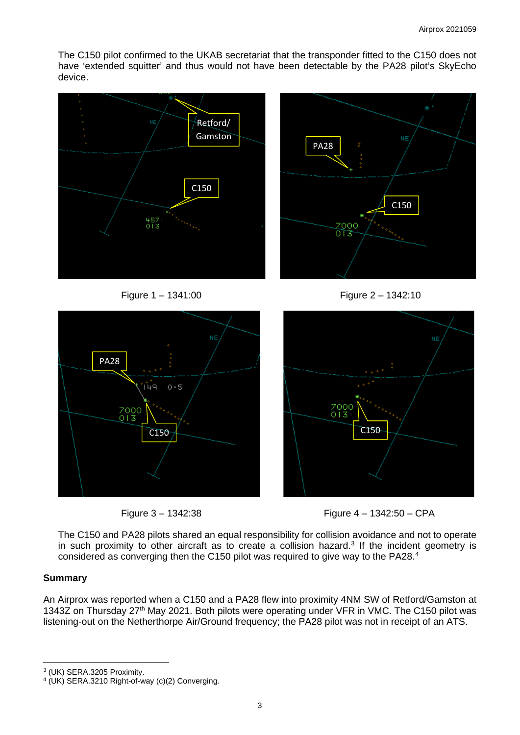The C150 pilot confirmed to the UKAB secretariat that the transponder fitted to the C150 does not have 'extended squitter' and thus would not have been detectable by the PA28 pilot's SkyEcho device.

Figure 1 – 1341:00

Figure 2 – 1342:10

Figure 3 – 1342:38

Figure 4 – 1342:50 – CPA

The C150 and PA28 pilots shared an equal responsibility for collision avoidance and not to operate in such proximity to other aircraft as to create a collision hazard.[3] If the incident geometry is considered as converging then the C150 pilot was required to give way to the PA28.[4]

## Summary

An Airprox was reported when a C150 and a PA28 flew into proximity 4NM SW of Retford/Gamston at 1343Z on Thursday 27th May 2021. Both pilots were operating under VFR in VMC. The C150 pilot was listening-out on the Netherthorpe Air/Ground frequency; the PA28 pilot was not in receipt of an ATS.

---

[3] (UK) SERA.3205 Proximity.

[4] (UK) SERA.3210 Right-of-way (c)(2) Converging.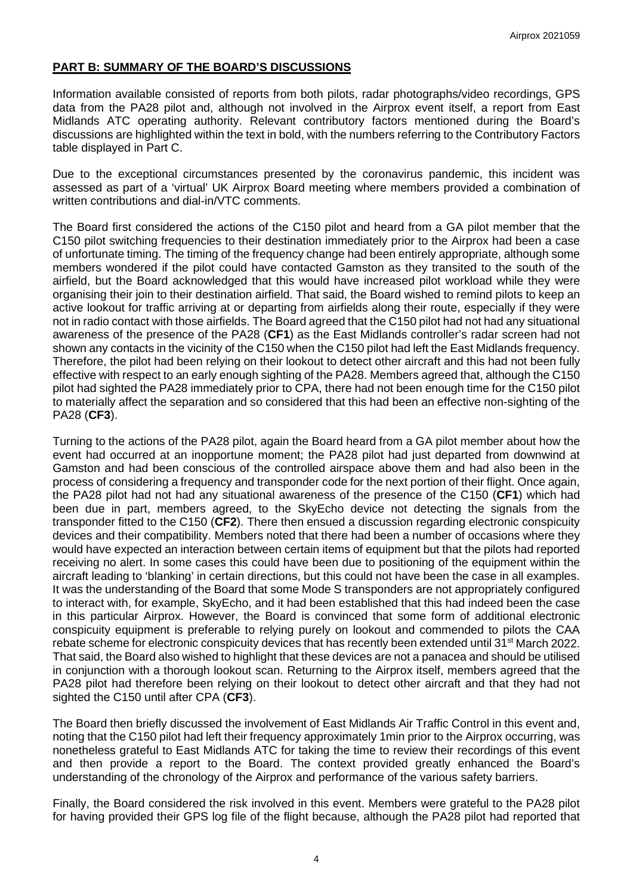## PART B: SUMMARY OF THE BOARD'S DISCUSSIONS

Information available consisted of reports from both pilots, radar photographs/video recordings, GPS data from the PA28 pilot and, although not involved in the Airprox event itself, a report from East Midlands ATC operating authority. Relevant contributory factors mentioned during the Board's discussions are highlighted within the text in bold, with the numbers referring to the Contributory Factors table displayed in Part C.

Due to the exceptional circumstances presented by the coronavirus pandemic, this incident was assessed as part of a 'virtual' UK Airprox Board meeting where members provided a combination of written contributions and dial-in/VTC comments.

The Board first considered the actions of the C150 pilot and heard from a GA pilot member that the C150 pilot switching frequencies to their destination immediately prior to the Airprox had been a case of unfortunate timing. The timing of the frequency change had been entirely appropriate, although some members wondered if the pilot could have contacted Gamston as they transited to the south of the airfield, but the Board acknowledged that this would have increased pilot workload while they were organising their join to their destination airfield. That said, the Board wished to remind pilots to keep an active lookout for traffic arriving at or departing from airfields along their route, especially if they were not in radio contact with those airfields. The Board agreed that the C150 pilot had not had any situational awareness of the presence of the PA28 (**CF1**) as the East Midlands controller's radar screen had not shown any contacts in the vicinity of the C150 when the C150 pilot had left the East Midlands frequency. Therefore, the pilot had been relying on their lookout to detect other aircraft and this had not been fully effective with respect to an early enough sighting of the PA28. Members agreed that, although the C150 pilot had sighted the PA28 immediately prior to CPA, there had not been enough time for the C150 pilot to materially affect the separation and so considered that this had been an effective non-sighting of the PA28 (**CF3**).

Turning to the actions of the PA28 pilot, again the Board heard from a GA pilot member about how the event had occurred at an inopportune moment; the PA28 pilot had just departed from downwind at Gamston and had been conscious of the controlled airspace above them and had also been in the process of considering a frequency and transponder code for the next portion of their flight. Once again, the PA28 pilot had not had any situational awareness of the presence of the C150 (**CF1**) which had been due in part, members agreed, to the SkyEcho device not detecting the signals from the transponder fitted to the C150 (**CF2**). There then ensued a discussion regarding electronic conspicuity devices and their compatibility. Members noted that there had been a number of occasions where they would have expected an interaction between certain items of equipment but that the pilots had reported receiving no alert. In some cases this could have been due to positioning of the equipment within the aircraft leading to 'blanking' in certain directions, but this could not have been the case in all examples. It was the understanding of the Board that some Mode S transponders are not appropriately configured to interact with, for example, SkyEcho, and it had been established that this had indeed been the case in this particular Airprox. However, the Board is convinced that some form of additional electronic conspicuity equipment is preferable to relying purely on lookout and commended to pilots the CAA rebate scheme for electronic conspicuity devices that has recently been extended until 31st March 2022. That said, the Board also wished to highlight that these devices are not a panacea and should be utilised in conjunction with a thorough lookout scan. Returning to the Airprox itself, members agreed that the PA28 pilot had therefore been relying on their lookout to detect other aircraft and that they had not sighted the C150 until after CPA (**CF3**).

The Board then briefly discussed the involvement of East Midlands Air Traffic Control in this event and, noting that the C150 pilot had left their frequency approximately 1min prior to the Airprox occurring, was nonetheless grateful to East Midlands ATC for taking the time to review their recordings of this event and then provide a report to the Board. The context provided greatly enhanced the Board's understanding of the chronology of the Airprox and performance of the various safety barriers.

Finally, the Board considered the risk involved in this event. Members were grateful to the PA28 pilot for having provided their GPS log file of the flight because, although the PA28 pilot had reported that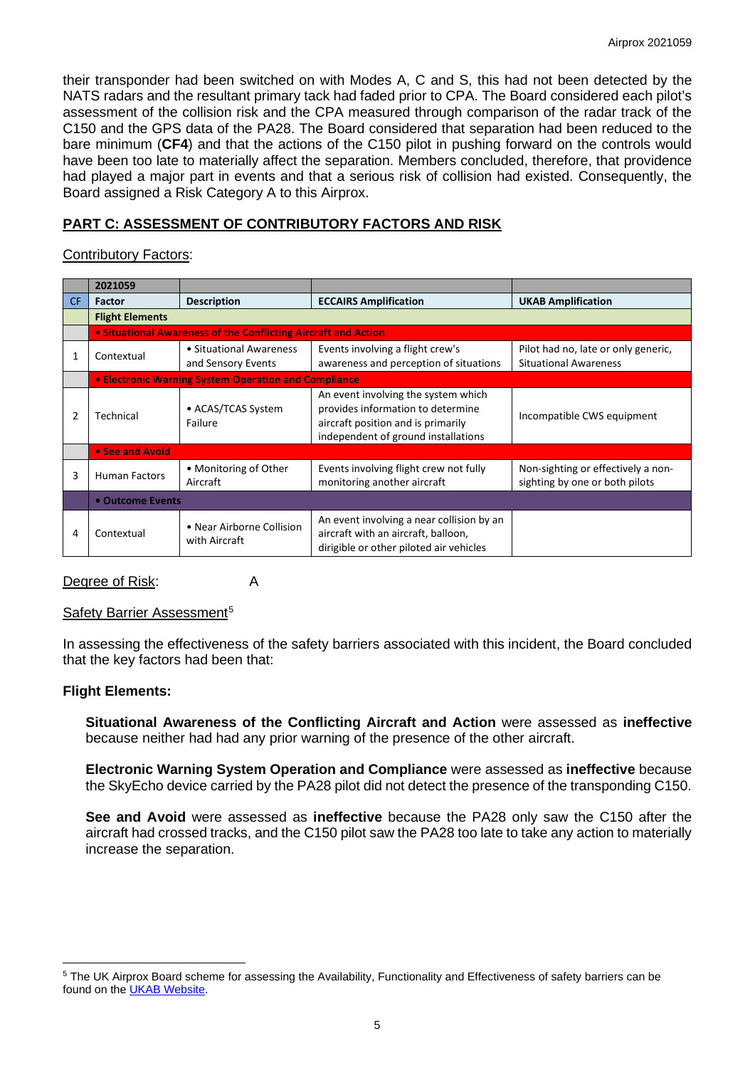their transponder had been switched on with Modes A, C and S, this had not been detected by the NATS radars and the resultant primary tack had faded prior to CPA. The Board considered each pilot's assessment of the collision risk and the CPA measured through comparison of the radar track of the C150 and the GPS data of the PA28. The Board considered that separation had been reduced to the bare minimum (**CF4**) and that the actions of the C150 pilot in pushing forward on the controls would have been too late to materially affect the separation. Members concluded, therefore, that providence had played a major part in events and that a serious risk of collision had existed. Consequently, the Board assigned a Risk Category A to this Airprox.

## PART C: ASSESSMENT OF CONTRIBUTORY FACTORS AND RISK

Contributory Factors:

| | 2021059 | | | |
|---|---|---|---|---|
| CF | Factor | Description | ECCAIRS Amplification | UKAB Amplification |
| | **Flight Elements** | | | |
| | **• Situational Awareness of the Conflicting Aircraft and Action** | | | |
| 1 | Contextual | • Situational Awareness and Sensory Events | Events involving a flight crew's awareness and perception of situations | Pilot had no, late or only generic, Situational Awareness |
| | **• Electronic Warning System Operation and Compliance** | | | |
| 2 | Technical | • ACAS/TCAS System Failure | An event involving the system which provides information to determine aircraft position and is primarily independent of ground installations | Incompatible CWS equipment |
| | **• See and Avoid** | | | |
| 3 | Human Factors | • Monitoring of Other Aircraft | Events involving flight crew not fully monitoring another aircraft | Non-sighting or effectively a non-sighting by one or both pilots |
| | **• Outcome Events** | | | |
| 4 | Contextual | • Near Airborne Collision with Aircraft | An event involving a near collision by an aircraft with an aircraft, balloon, dirigible or other piloted air vehicles | |

Degree of Risk: A

Safety Barrier Assessment[5]

In assessing the effectiveness of the safety barriers associated with this incident, the Board concluded that the key factors had been that:

**Flight Elements:**

**Situational Awareness of the Conflicting Aircraft and Action** were assessed as **ineffective** because neither had had any prior warning of the presence of the other aircraft.

**Electronic Warning System Operation and Compliance** were assessed as **ineffective** because the SkyEcho device carried by the PA28 pilot did not detect the presence of the transponding C150.

**See and Avoid** were assessed as **ineffective** because the PA28 only saw the C150 after the aircraft had crossed tracks, and the C150 pilot saw the PA28 too late to take any action to materially increase the separation.

[5] The UK Airprox Board scheme for assessing the Availability, Functionality and Effectiveness of safety barriers can be found on the UKAB Website.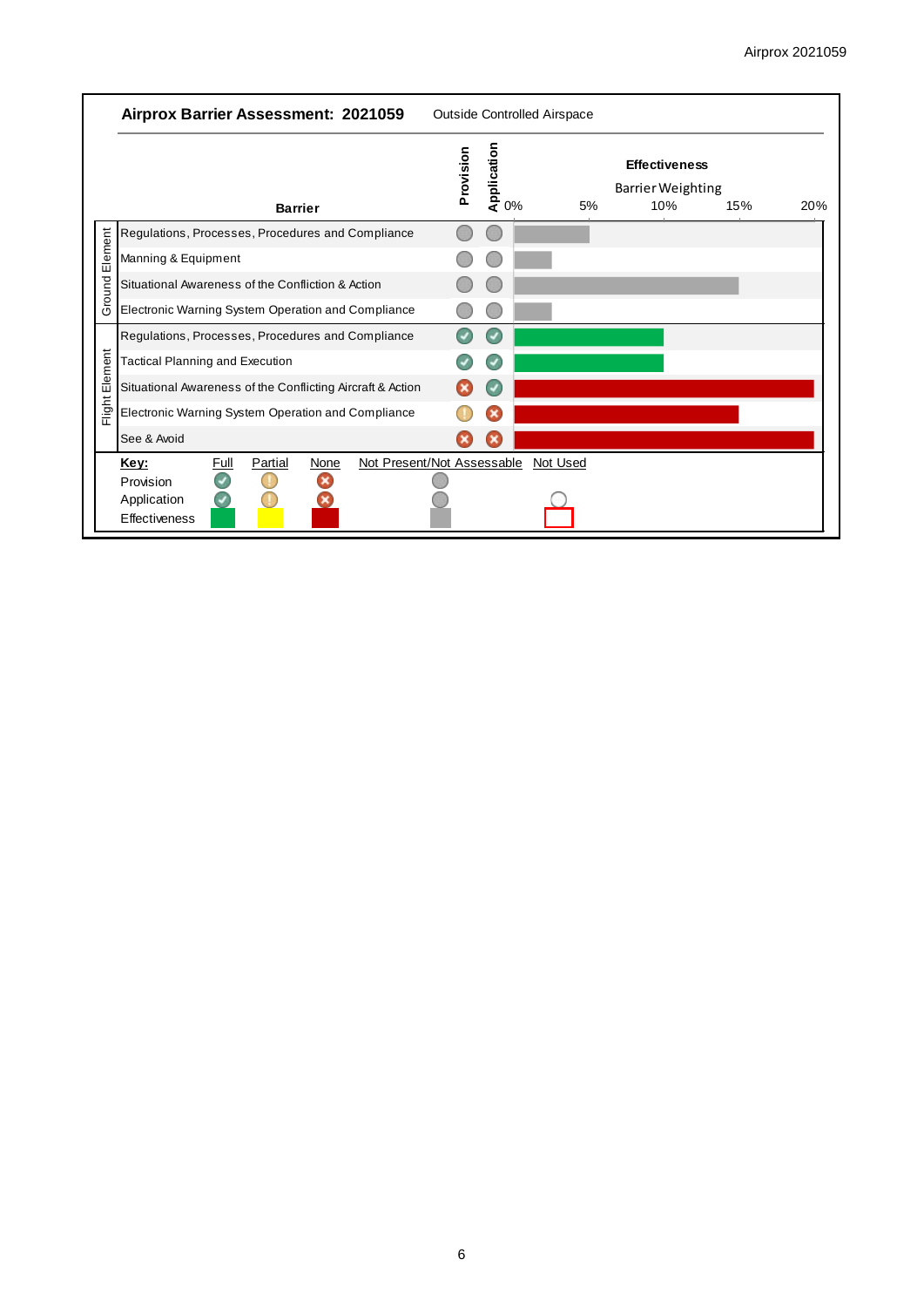**Airprox Barrier Assessment: 2021059** Outside Controlled Airspace

Barrier

Provision

Application

Effectiveness

Barrier Weighting

0% 5% 10% 15% 20%

Ground Element

Regulations, Processes, Procedures and Compliance

Manning & Equipment

Situational Awareness of the Confliction & Action

Electronic Warning System Operation and Compliance

Flight Element

Regulations, Processes, Procedures and Compliance

Tactical Planning and Execution

Situational Awareness of the Conflicting Aircraft & Action

Electronic Warning System Operation and Compliance

See & Avoid

**Key:** Full Partial None Not Present/Not Assessable Not Used

Provision

Application

Effectiveness